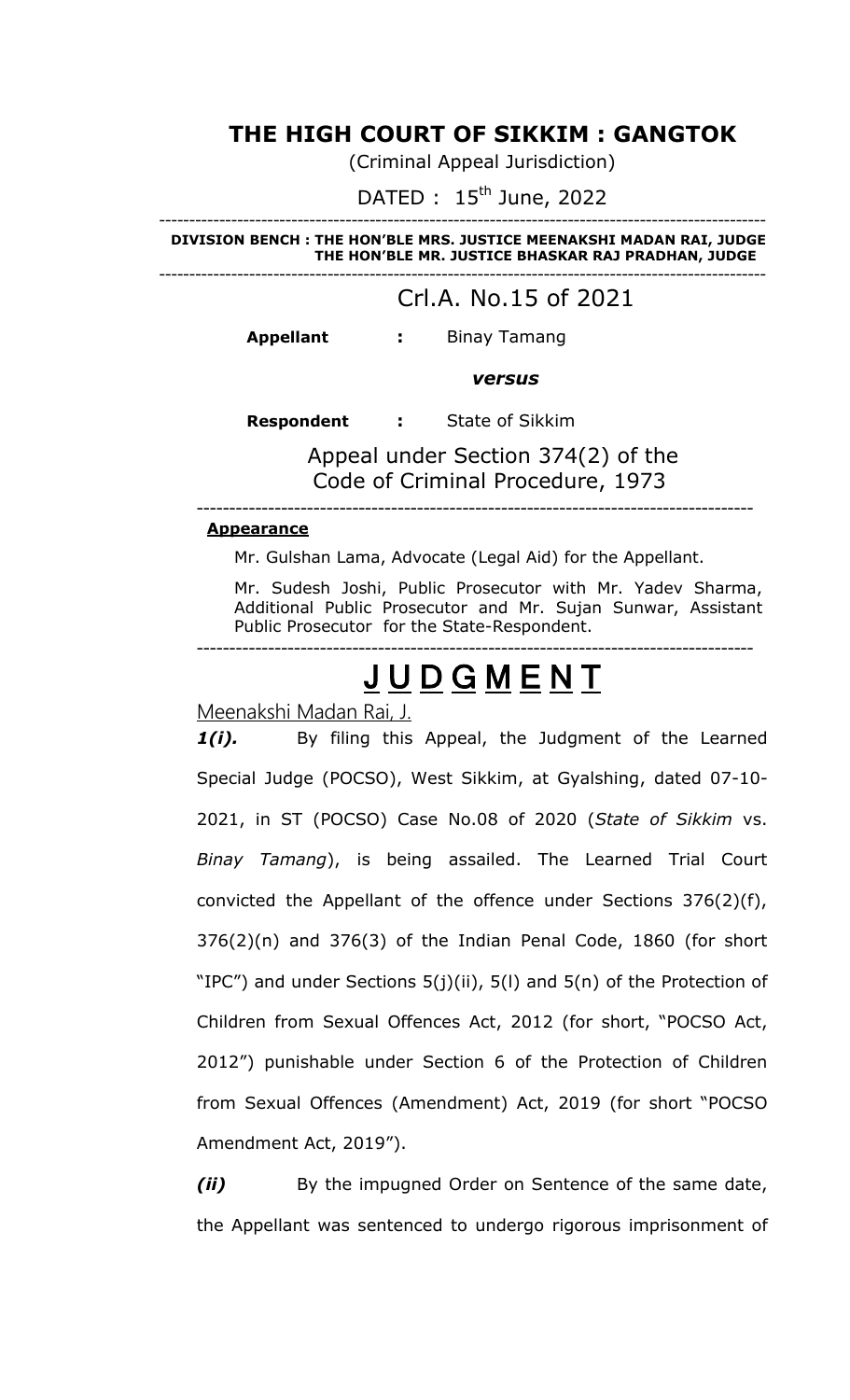# THE HIGH COURT OF SIKKIM : GANGTOK

(Criminal Appeal Jurisdiction)

DATED : 15th June, 2022

---

**DIVISION BENCH : THE HON'BLE MRS. JUSTICE MEENAKSHI MADAN RAI, JUDGE**
**THE HON'BLE MR. JUSTICE BHASKAR RAJ PRADHAN, JUDGE**

---

## Crl.A. No.15 of 2021

**Appellant** **:** Binay Tamang

***versus***

**Respondent** **:** State of Sikkim

Appeal under Section 374(2) of the Code of Criminal Procedure, 1973

---

**Appearance**

Mr. Gulshan Lama, Advocate (Legal Aid) for the Appellant.

Mr. Sudesh Joshi, Public Prosecutor with Mr. Yadev Sharma, Additional Public Prosecutor and Mr. Sujan Sunwar, Assistant Public Prosecutor for the State-Respondent.

---

# J U D G M E N T

Meenakshi Madan Rai, J.

***1(i).*** By filing this Appeal, the Judgment of the Learned Special Judge (POCSO), West Sikkim, at Gyalshing, dated 07-10-2021, in ST (POCSO) Case No.08 of 2020 (*State of Sikkim* vs. *Binay Tamang*), is being assailed. The Learned Trial Court convicted the Appellant of the offence under Sections 376(2)(f), 376(2)(n) and 376(3) of the Indian Penal Code, 1860 (for short "IPC") and under Sections 5(j)(ii), 5(l) and 5(n) of the Protection of Children from Sexual Offences Act, 2012 (for short, "POCSO Act, 2012") punishable under Section 6 of the Protection of Children from Sexual Offences (Amendment) Act, 2019 (for short "POCSO Amendment Act, 2019").

***(ii)*** By the impugned Order on Sentence of the same date, the Appellant was sentenced to undergo rigorous imprisonment of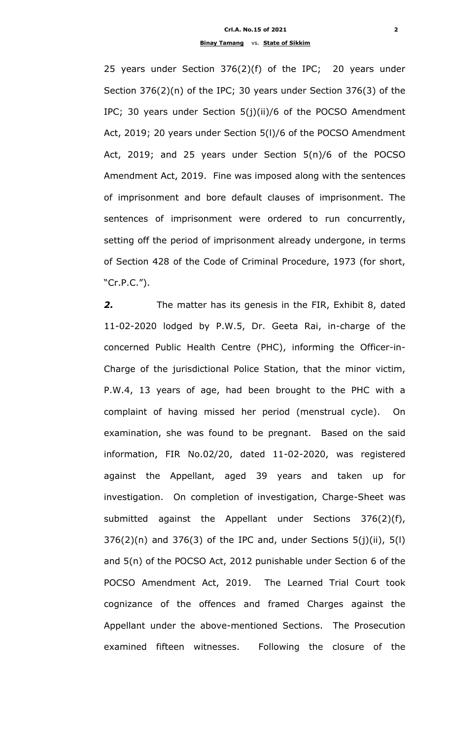25 years under Section 376(2)(f) of the IPC; 20 years under Section 376(2)(n) of the IPC; 30 years under Section 376(3) of the IPC; 30 years under Section 5(j)(ii)/6 of the POCSO Amendment Act, 2019; 20 years under Section 5(l)/6 of the POCSO Amendment Act, 2019; and 25 years under Section 5(n)/6 of the POCSO Amendment Act, 2019. Fine was imposed along with the sentences of imprisonment and bore default clauses of imprisonment. The sentences of imprisonment were ordered to run concurrently, setting off the period of imprisonment already undergone, in terms of Section 428 of the Code of Criminal Procedure, 1973 (for short, "Cr.P.C.").

***2.*** The matter has its genesis in the FIR, Exhibit 8, dated 11-02-2020 lodged by P.W.5, Dr. Geeta Rai, in-charge of the concerned Public Health Centre (PHC), informing the Officer-in-Charge of the jurisdictional Police Station, that the minor victim, P.W.4, 13 years of age, had been brought to the PHC with a complaint of having missed her period (menstrual cycle). On examination, she was found to be pregnant. Based on the said information, FIR No.02/20, dated 11-02-2020, was registered against the Appellant, aged 39 years and taken up for investigation. On completion of investigation, Charge-Sheet was submitted against the Appellant under Sections 376(2)(f), 376(2)(n) and 376(3) of the IPC and, under Sections 5(j)(ii), 5(l) and 5(n) of the POCSO Act, 2012 punishable under Section 6 of the POCSO Amendment Act, 2019. The Learned Trial Court took cognizance of the offences and framed Charges against the Appellant under the above-mentioned Sections. The Prosecution examined fifteen witnesses. Following the closure of the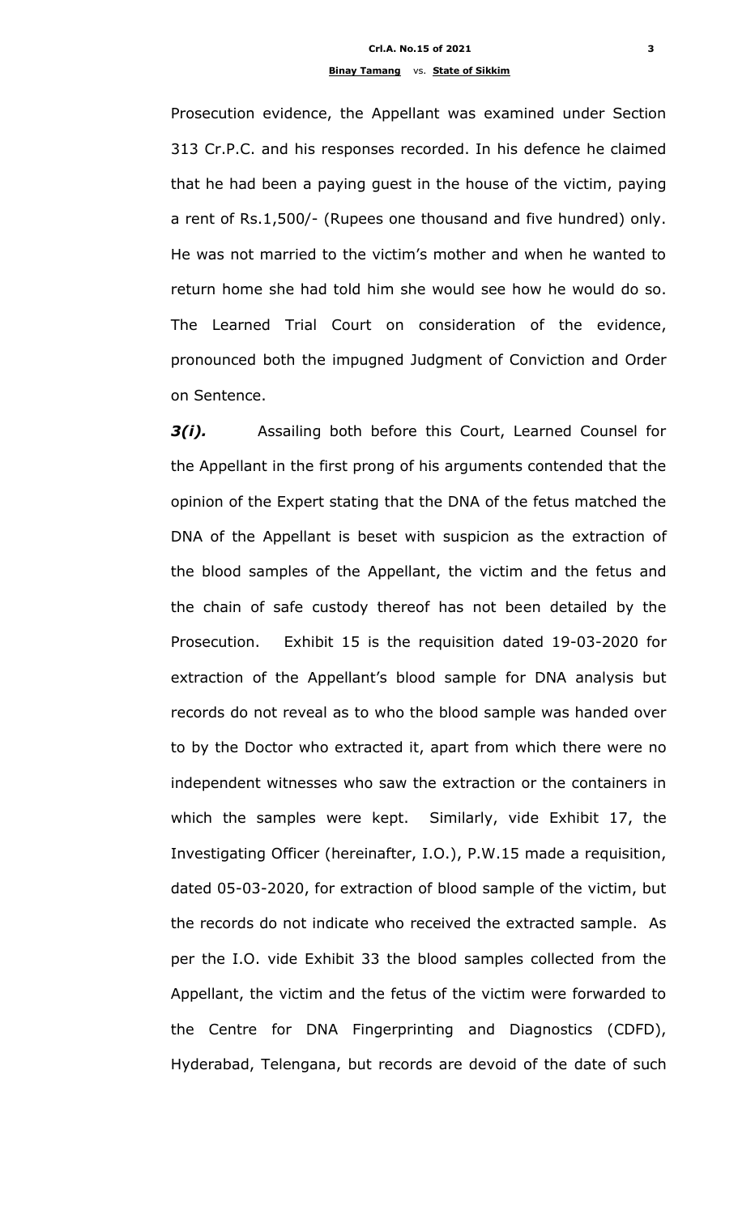Prosecution evidence, the Appellant was examined under Section 313 Cr.P.C. and his responses recorded. In his defence he claimed that he had been a paying guest in the house of the victim, paying a rent of Rs.1,500/- (Rupees one thousand and five hundred) only. He was not married to the victim's mother and when he wanted to return home she had told him she would see how he would do so. The Learned Trial Court on consideration of the evidence, pronounced both the impugned Judgment of Conviction and Order on Sentence.

***3(i).*** Assailing both before this Court, Learned Counsel for the Appellant in the first prong of his arguments contended that the opinion of the Expert stating that the DNA of the fetus matched the DNA of the Appellant is beset with suspicion as the extraction of the blood samples of the Appellant, the victim and the fetus and the chain of safe custody thereof has not been detailed by the Prosecution. Exhibit 15 is the requisition dated 19-03-2020 for extraction of the Appellant's blood sample for DNA analysis but records do not reveal as to who the blood sample was handed over to by the Doctor who extracted it, apart from which there were no independent witnesses who saw the extraction or the containers in which the samples were kept. Similarly, vide Exhibit 17, the Investigating Officer (hereinafter, I.O.), P.W.15 made a requisition, dated 05-03-2020, for extraction of blood sample of the victim, but the records do not indicate who received the extracted sample. As per the I.O. vide Exhibit 33 the blood samples collected from the Appellant, the victim and the fetus of the victim were forwarded to the Centre for DNA Fingerprinting and Diagnostics (CDFD), Hyderabad, Telengana, but records are devoid of the date of such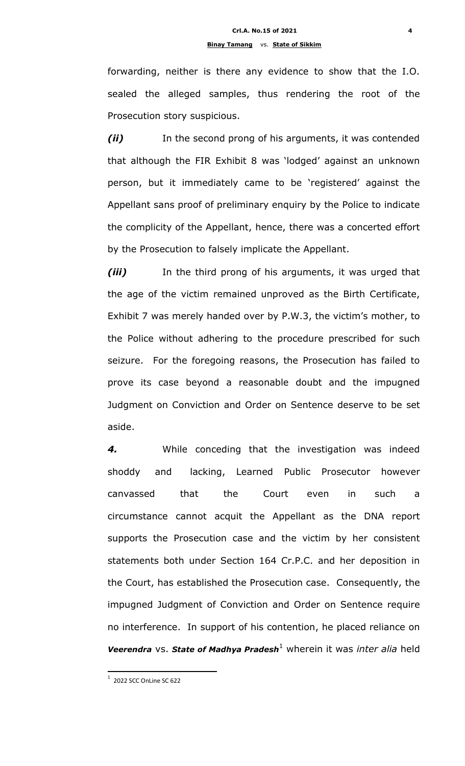forwarding, neither is there any evidence to show that the I.O. sealed the alleged samples, thus rendering the root of the Prosecution story suspicious.

***(ii)*** In the second prong of his arguments, it was contended that although the FIR Exhibit 8 was 'lodged' against an unknown person, but it immediately came to be 'registered' against the Appellant sans proof of preliminary enquiry by the Police to indicate the complicity of the Appellant, hence, there was a concerted effort by the Prosecution to falsely implicate the Appellant.

***(iii)*** In the third prong of his arguments, it was urged that the age of the victim remained unproved as the Birth Certificate, Exhibit 7 was merely handed over by P.W.3, the victim's mother, to the Police without adhering to the procedure prescribed for such seizure. For the foregoing reasons, the Prosecution has failed to prove its case beyond a reasonable doubt and the impugned Judgment on Conviction and Order on Sentence deserve to be set aside.

***4.*** While conceding that the investigation was indeed shoddy and lacking, Learned Public Prosecutor however canvassed that the Court even in such a circumstance cannot acquit the Appellant as the DNA report supports the Prosecution case and the victim by her consistent statements both under Section 164 Cr.P.C. and her deposition in the Court, has established the Prosecution case. Consequently, the impugned Judgment of Conviction and Order on Sentence require no interference. In support of his contention, he placed reliance on ***Veerendra*** vs. ***State of Madhya Pradesh***[1] wherein it was *inter alia* held

---

[1] 2022 SCC OnLine SC 622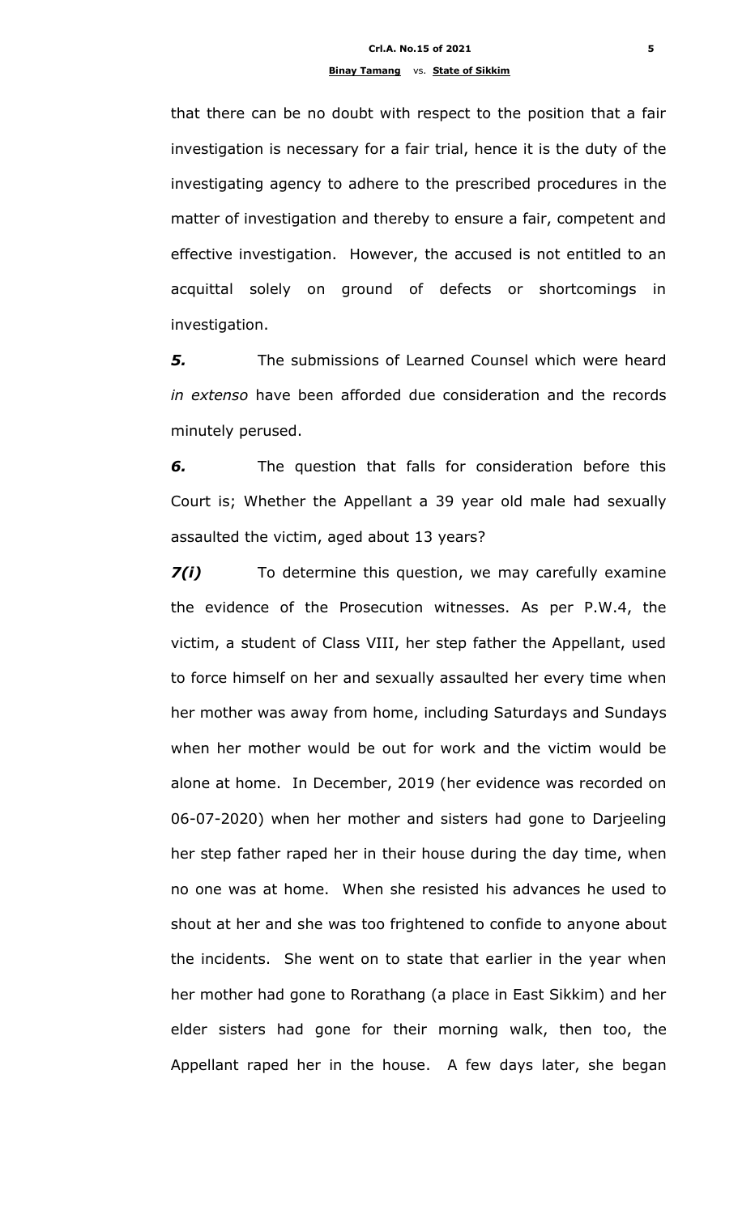that there can be no doubt with respect to the position that a fair investigation is necessary for a fair trial, hence it is the duty of the investigating agency to adhere to the prescribed procedures in the matter of investigation and thereby to ensure a fair, competent and effective investigation. However, the accused is not entitled to an acquittal solely on ground of defects or shortcomings in investigation.

***5.*** The submissions of Learned Counsel which were heard *in extenso* have been afforded due consideration and the records minutely perused.

***6.*** The question that falls for consideration before this Court is; Whether the Appellant a 39 year old male had sexually assaulted the victim, aged about 13 years?

***7(i)*** To determine this question, we may carefully examine the evidence of the Prosecution witnesses. As per P.W.4, the victim, a student of Class VIII, her step father the Appellant, used to force himself on her and sexually assaulted her every time when her mother was away from home, including Saturdays and Sundays when her mother would be out for work and the victim would be alone at home. In December, 2019 (her evidence was recorded on 06-07-2020) when her mother and sisters had gone to Darjeeling her step father raped her in their house during the day time, when no one was at home. When she resisted his advances he used to shout at her and she was too frightened to confide to anyone about the incidents. She went on to state that earlier in the year when her mother had gone to Rorathang (a place in East Sikkim) and her elder sisters had gone for their morning walk, then too, the Appellant raped her in the house. A few days later, she began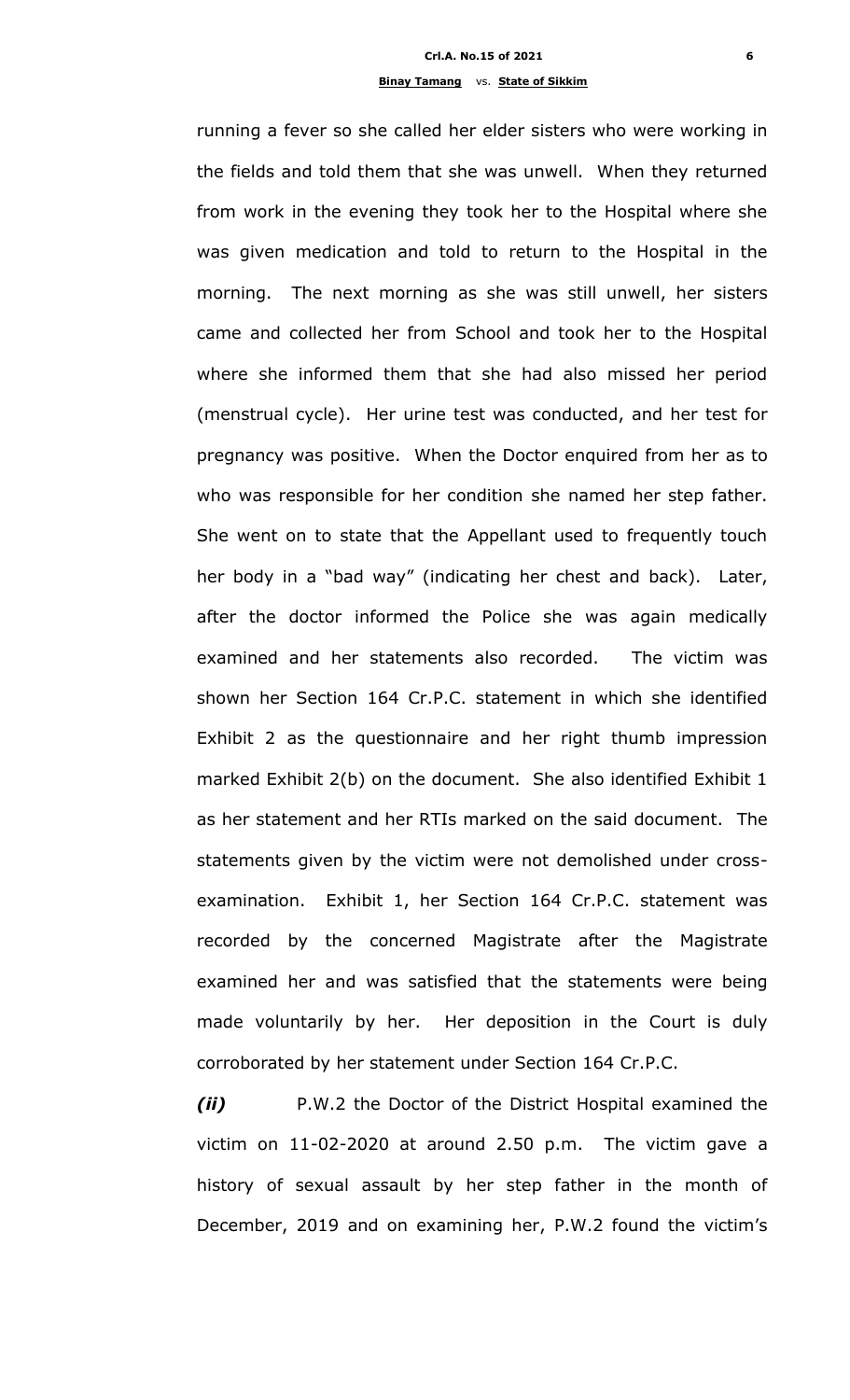running a fever so she called her elder sisters who were working in the fields and told them that she was unwell. When they returned from work in the evening they took her to the Hospital where she was given medication and told to return to the Hospital in the morning. The next morning as she was still unwell, her sisters came and collected her from School and took her to the Hospital where she informed them that she had also missed her period (menstrual cycle). Her urine test was conducted, and her test for pregnancy was positive. When the Doctor enquired from her as to who was responsible for her condition she named her step father. She went on to state that the Appellant used to frequently touch her body in a "bad way" (indicating her chest and back). Later, after the doctor informed the Police she was again medically examined and her statements also recorded. The victim was shown her Section 164 Cr.P.C. statement in which she identified Exhibit 2 as the questionnaire and her right thumb impression marked Exhibit 2(b) on the document. She also identified Exhibit 1 as her statement and her RTIs marked on the said document. The statements given by the victim were not demolished under cross-examination. Exhibit 1, her Section 164 Cr.P.C. statement was recorded by the concerned Magistrate after the Magistrate examined her and was satisfied that the statements were being made voluntarily by her. Her deposition in the Court is duly corroborated by her statement under Section 164 Cr.P.C.

***(ii)*** P.W.2 the Doctor of the District Hospital examined the victim on 11-02-2020 at around 2.50 p.m. The victim gave a history of sexual assault by her step father in the month of December, 2019 and on examining her, P.W.2 found the victim's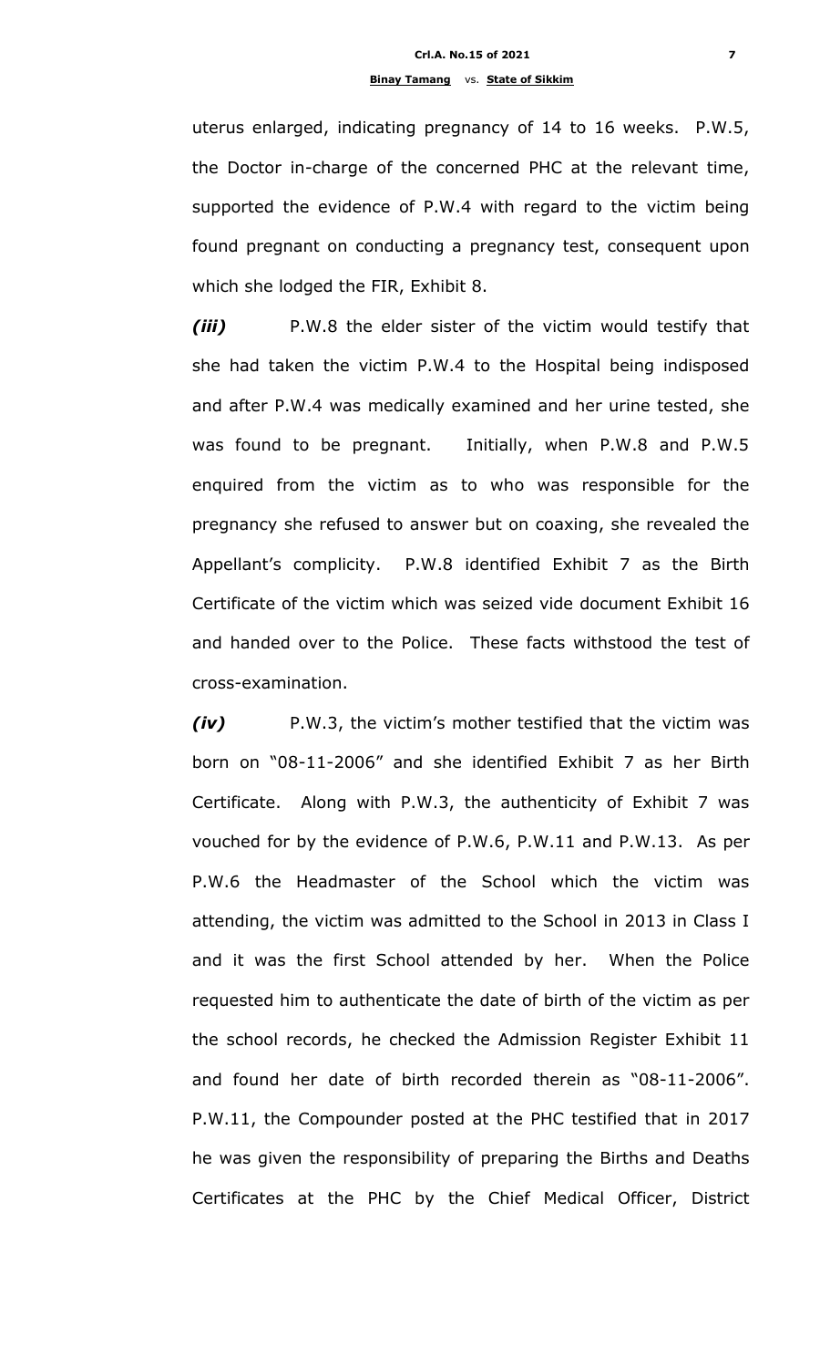uterus enlarged, indicating pregnancy of 14 to 16 weeks. P.W.5, the Doctor in-charge of the concerned PHC at the relevant time, supported the evidence of P.W.4 with regard to the victim being found pregnant on conducting a pregnancy test, consequent upon which she lodged the FIR, Exhibit 8.

***(iii)*** P.W.8 the elder sister of the victim would testify that she had taken the victim P.W.4 to the Hospital being indisposed and after P.W.4 was medically examined and her urine tested, she was found to be pregnant. Initially, when P.W.8 and P.W.5 enquired from the victim as to who was responsible for the pregnancy she refused to answer but on coaxing, she revealed the Appellant's complicity. P.W.8 identified Exhibit 7 as the Birth Certificate of the victim which was seized vide document Exhibit 16 and handed over to the Police. These facts withstood the test of cross-examination.

***(iv)*** P.W.3, the victim's mother testified that the victim was born on "08-11-2006" and she identified Exhibit 7 as her Birth Certificate. Along with P.W.3, the authenticity of Exhibit 7 was vouched for by the evidence of P.W.6, P.W.11 and P.W.13. As per P.W.6 the Headmaster of the School which the victim was attending, the victim was admitted to the School in 2013 in Class I and it was the first School attended by her. When the Police requested him to authenticate the date of birth of the victim as per the school records, he checked the Admission Register Exhibit 11 and found her date of birth recorded therein as "08-11-2006". P.W.11, the Compounder posted at the PHC testified that in 2017 he was given the responsibility of preparing the Births and Deaths Certificates at the PHC by the Chief Medical Officer, District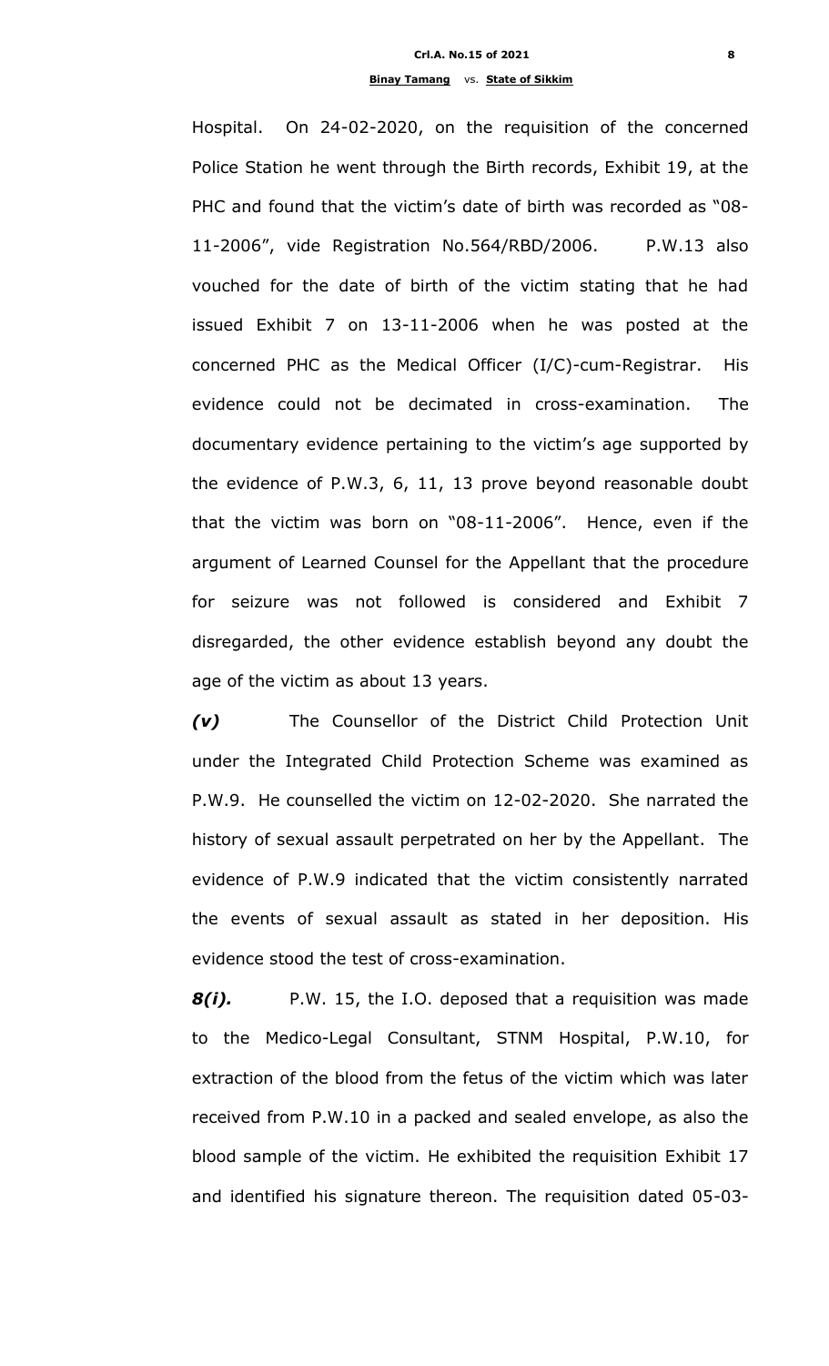Hospital. On 24-02-2020, on the requisition of the concerned Police Station he went through the Birth records, Exhibit 19, at the PHC and found that the victim's date of birth was recorded as "08-11-2006", vide Registration No.564/RBD/2006. P.W.13 also vouched for the date of birth of the victim stating that he had issued Exhibit 7 on 13-11-2006 when he was posted at the concerned PHC as the Medical Officer (I/C)-cum-Registrar. His evidence could not be decimated in cross-examination. The documentary evidence pertaining to the victim's age supported by the evidence of P.W.3, 6, 11, 13 prove beyond reasonable doubt that the victim was born on "08-11-2006". Hence, even if the argument of Learned Counsel for the Appellant that the procedure for seizure was not followed is considered and Exhibit 7 disregarded, the other evidence establish beyond any doubt the age of the victim as about 13 years.

***(v)*** The Counsellor of the District Child Protection Unit under the Integrated Child Protection Scheme was examined as P.W.9. He counselled the victim on 12-02-2020. She narrated the history of sexual assault perpetrated on her by the Appellant. The evidence of P.W.9 indicated that the victim consistently narrated the events of sexual assault as stated in her deposition. His evidence stood the test of cross-examination.

***8(i).*** P.W. 15, the I.O. deposed that a requisition was made to the Medico-Legal Consultant, STNM Hospital, P.W.10, for extraction of the blood from the fetus of the victim which was later received from P.W.10 in a packed and sealed envelope, as also the blood sample of the victim. He exhibited the requisition Exhibit 17 and identified his signature thereon. The requisition dated 05-03-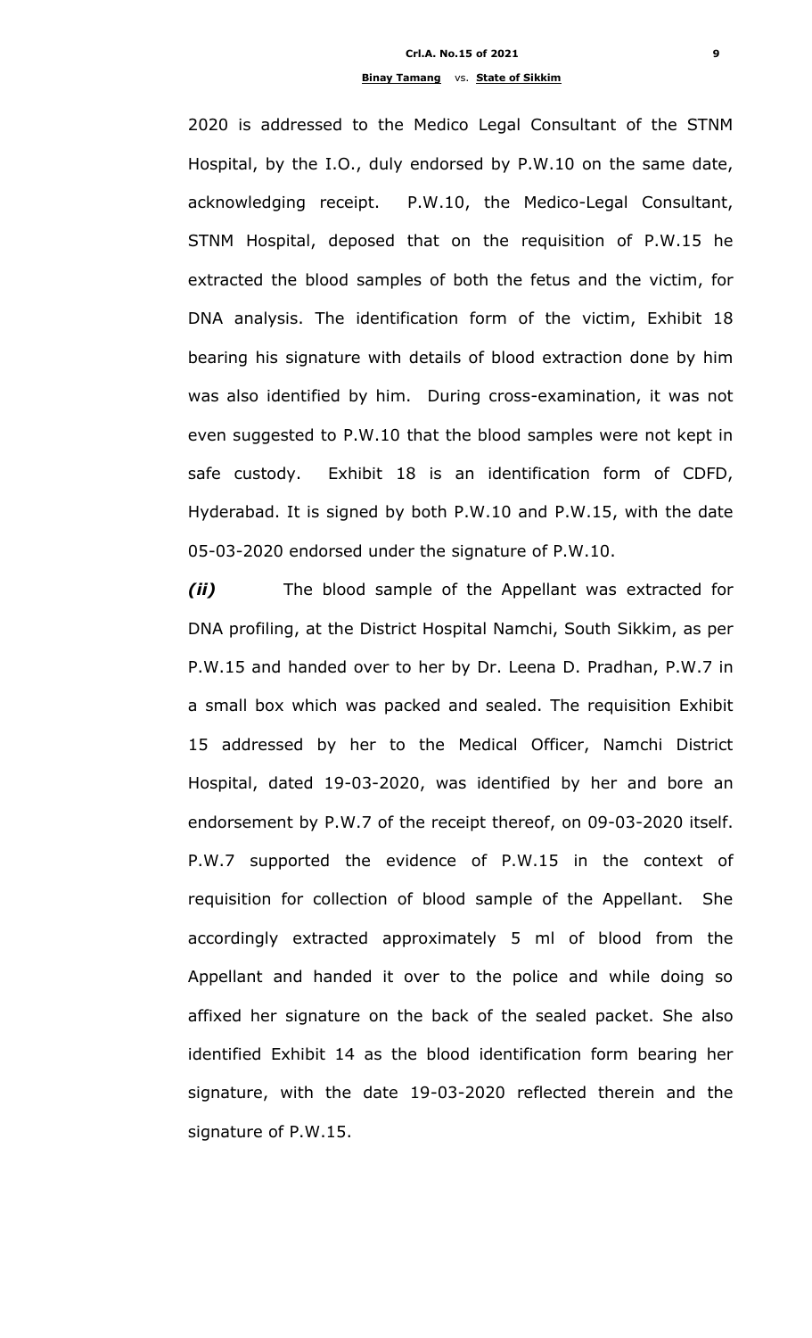2020 is addressed to the Medico Legal Consultant of the STNM Hospital, by the I.O., duly endorsed by P.W.10 on the same date, acknowledging receipt. P.W.10, the Medico-Legal Consultant, STNM Hospital, deposed that on the requisition of P.W.15 he extracted the blood samples of both the fetus and the victim, for DNA analysis. The identification form of the victim, Exhibit 18 bearing his signature with details of blood extraction done by him was also identified by him. During cross-examination, it was not even suggested to P.W.10 that the blood samples were not kept in safe custody. Exhibit 18 is an identification form of CDFD, Hyderabad. It is signed by both P.W.10 and P.W.15, with the date 05-03-2020 endorsed under the signature of P.W.10.

***(ii)*** The blood sample of the Appellant was extracted for DNA profiling, at the District Hospital Namchi, South Sikkim, as per P.W.15 and handed over to her by Dr. Leena D. Pradhan, P.W.7 in a small box which was packed and sealed. The requisition Exhibit 15 addressed by her to the Medical Officer, Namchi District Hospital, dated 19-03-2020, was identified by her and bore an endorsement by P.W.7 of the receipt thereof, on 09-03-2020 itself. P.W.7 supported the evidence of P.W.15 in the context of requisition for collection of blood sample of the Appellant. She accordingly extracted approximately 5 ml of blood from the Appellant and handed it over to the police and while doing so affixed her signature on the back of the sealed packet. She also identified Exhibit 14 as the blood identification form bearing her signature, with the date 19-03-2020 reflected therein and the signature of P.W.15.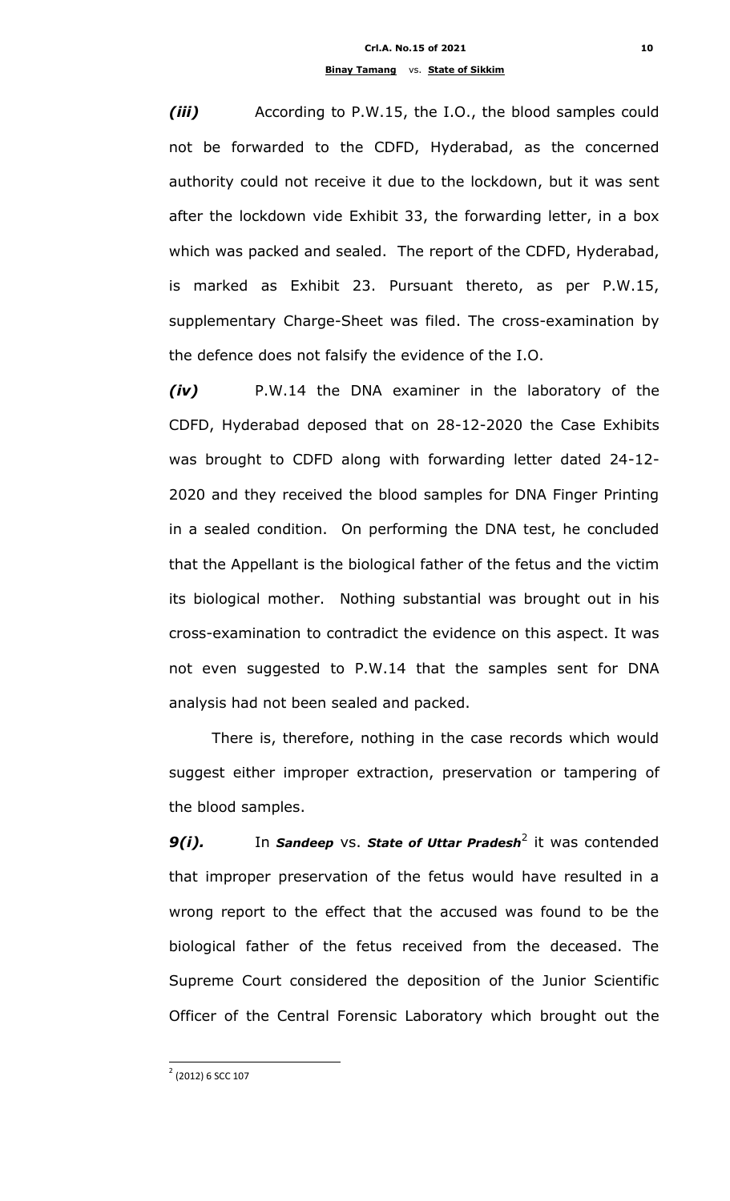***(iii)*** According to P.W.15, the I.O., the blood samples could not be forwarded to the CDFD, Hyderabad, as the concerned authority could not receive it due to the lockdown, but it was sent after the lockdown vide Exhibit 33, the forwarding letter, in a box which was packed and sealed. The report of the CDFD, Hyderabad, is marked as Exhibit 23. Pursuant thereto, as per P.W.15, supplementary Charge-Sheet was filed. The cross-examination by the defence does not falsify the evidence of the I.O.

***(iv)*** P.W.14 the DNA examiner in the laboratory of the CDFD, Hyderabad deposed that on 28-12-2020 the Case Exhibits was brought to CDFD along with forwarding letter dated 24-12-2020 and they received the blood samples for DNA Finger Printing in a sealed condition. On performing the DNA test, he concluded that the Appellant is the biological father of the fetus and the victim its biological mother. Nothing substantial was brought out in his cross-examination to contradict the evidence on this aspect. It was not even suggested to P.W.14 that the samples sent for DNA analysis had not been sealed and packed.

There is, therefore, nothing in the case records which would suggest either improper extraction, preservation or tampering of the blood samples.

***9(i).*** In ***Sandeep*** vs. ***State of Uttar Pradesh***[2] it was contended that improper preservation of the fetus would have resulted in a wrong report to the effect that the accused was found to be the biological father of the fetus received from the deceased. The Supreme Court considered the deposition of the Junior Scientific Officer of the Central Forensic Laboratory which brought out the

---

[2] (2012) 6 SCC 107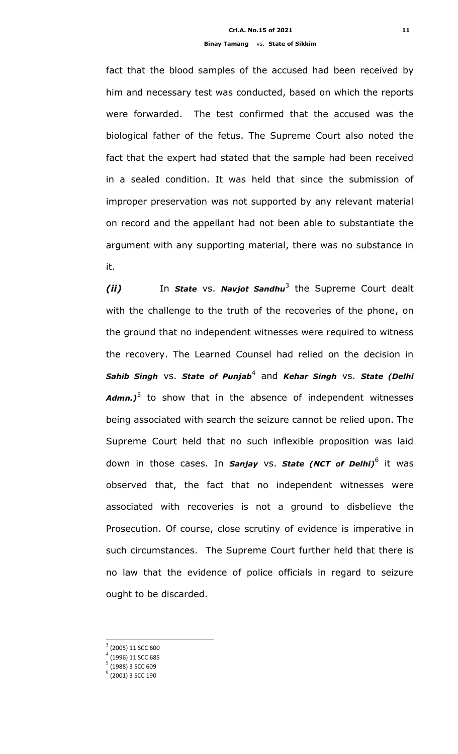fact that the blood samples of the accused had been received by him and necessary test was conducted, based on which the reports were forwarded. The test confirmed that the accused was the biological father of the fetus. The Supreme Court also noted the fact that the expert had stated that the sample had been received in a sealed condition. It was held that since the submission of improper preservation was not supported by any relevant material on record and the appellant had not been able to substantiate the argument with any supporting material, there was no substance in it.

***(ii)*** In ***State*** vs. ***Navjot Sandhu***[3] the Supreme Court dealt with the challenge to the truth of the recoveries of the phone, on the ground that no independent witnesses were required to witness the recovery. The Learned Counsel had relied on the decision in ***Sahib Singh*** vs. ***State of Punjab***[4] and ***Kehar Singh*** vs. ***State (Delhi Admn.)***[5] to show that in the absence of independent witnesses being associated with search the seizure cannot be relied upon. The Supreme Court held that no such inflexible proposition was laid down in those cases. In ***Sanjay*** vs. ***State (NCT of Delhi)***[6] it was observed that, the fact that no independent witnesses were associated with recoveries is not a ground to disbelieve the Prosecution. Of course, close scrutiny of evidence is imperative in such circumstances. The Supreme Court further held that there is no law that the evidence of police officials in regard to seizure ought to be discarded.

---

[3] (2005) 11 SCC 600
[4] (1996) 11 SCC 685
[5] (1988) 3 SCC 609
[6] (2001) 3 SCC 190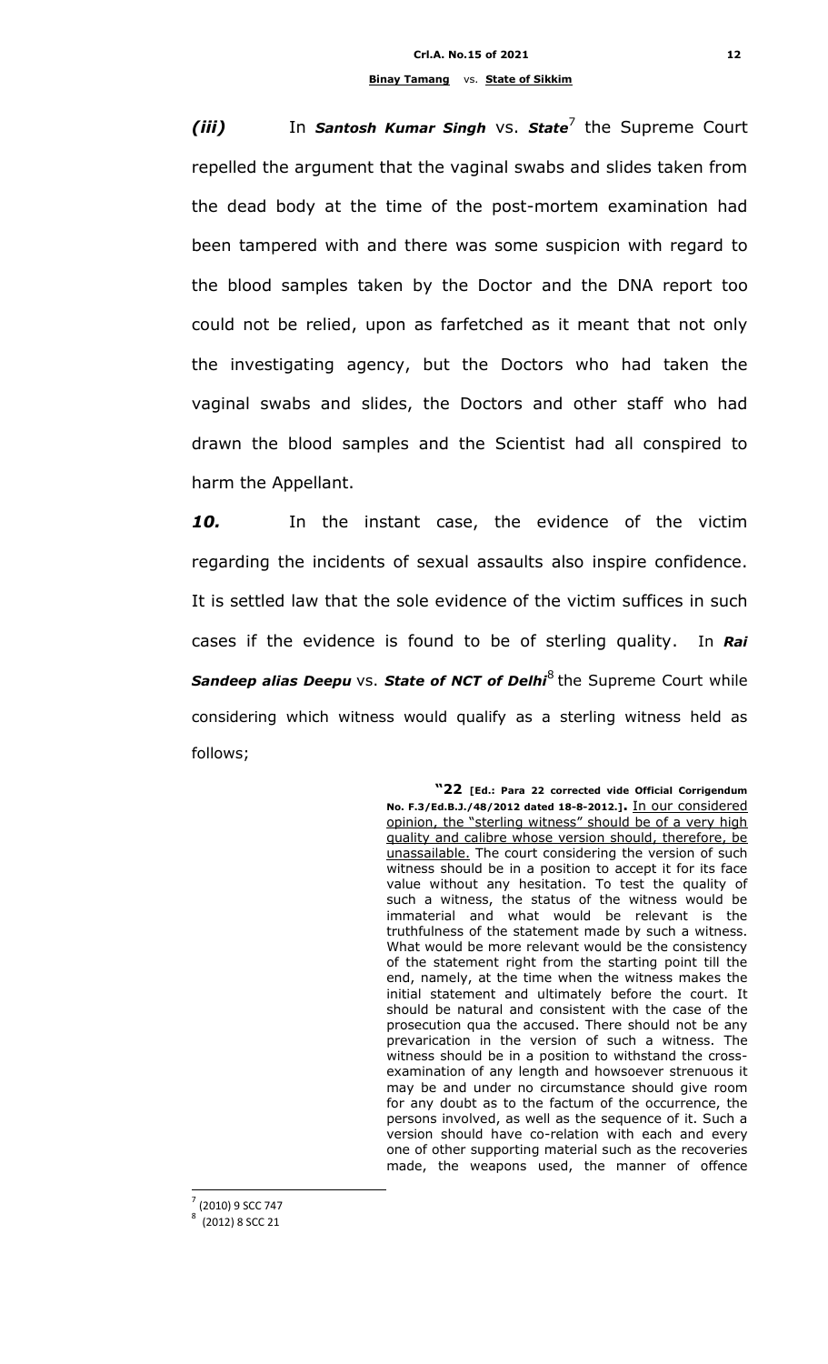***(iii)*** In ***Santosh Kumar Singh*** vs. ***State***[7] the Supreme Court repelled the argument that the vaginal swabs and slides taken from the dead body at the time of the post-mortem examination had been tampered with and there was some suspicion with regard to the blood samples taken by the Doctor and the DNA report too could not be relied, upon as farfetched as it meant that not only the investigating agency, but the Doctors who had taken the vaginal swabs and slides, the Doctors and other staff who had drawn the blood samples and the Scientist had all conspired to harm the Appellant.

***10.*** In the instant case, the evidence of the victim regarding the incidents of sexual assaults also inspire confidence. It is settled law that the sole evidence of the victim suffices in such cases if the evidence is found to be of sterling quality. In ***Rai Sandeep alias Deepu*** vs. ***State of NCT of Delhi***[8] the Supreme Court while considering which witness would qualify as a sterling witness held as follows;

> **"22 [Ed.: Para 22 corrected vide Official Corrigendum No. F.3/Ed.B.J./48/2012 dated 18-8-2012.].** In our considered opinion, the "sterling witness" should be of a very high quality and calibre whose version should, therefore, be unassailable. The court considering the version of such witness should be in a position to accept it for its face value without any hesitation. To test the quality of such a witness, the status of the witness would be immaterial and what would be relevant is the truthfulness of the statement made by such a witness. What would be more relevant would be the consistency of the statement right from the starting point till the end, namely, at the time when the witness makes the initial statement and ultimately before the court. It should be natural and consistent with the case of the prosecution qua the accused. There should not be any prevarication in the version of such a witness. The witness should be in a position to withstand the cross-examination of any length and howsoever strenuous it may be and under no circumstance should give room for any doubt as to the factum of the occurrence, the persons involved, as well as the sequence of it. Such a version should have co-relation with each and every one of other supporting material such as the recoveries made, the weapons used, the manner of offence

---

[7] (2010) 9 SCC 747

[8] (2012) 8 SCC 21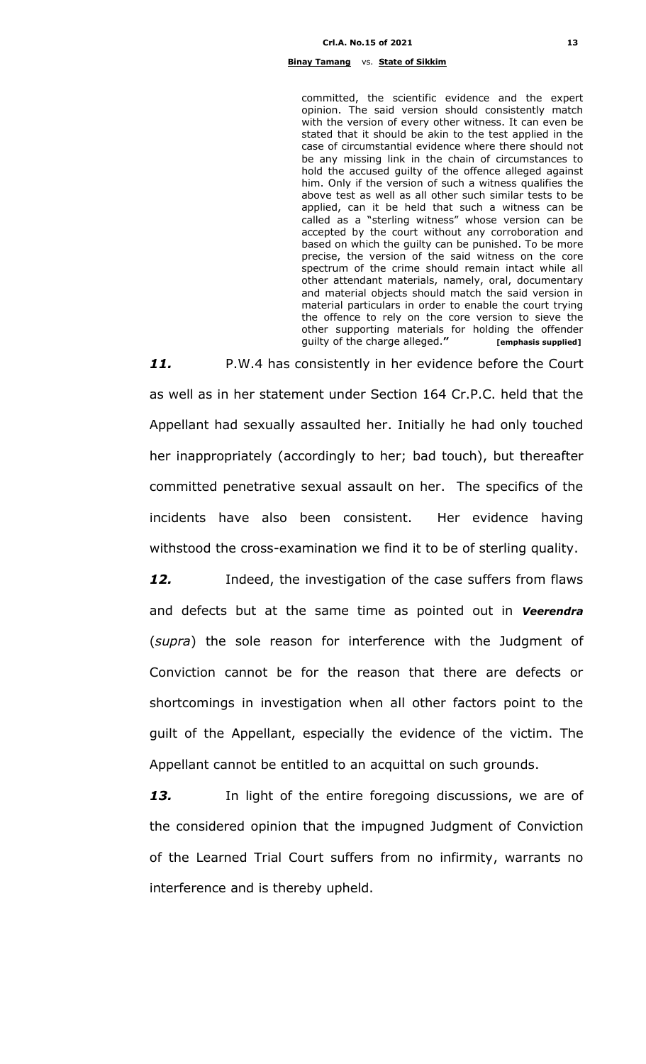> committed, the scientific evidence and the expert opinion. The said version should consistently match with the version of every other witness. It can even be stated that it should be akin to the test applied in the case of circumstantial evidence where there should not be any missing link in the chain of circumstances to hold the accused guilty of the offence alleged against him. Only if the version of such a witness qualifies the above test as well as all other such similar tests to be applied, can it be held that such a witness can be called as a "sterling witness" whose version can be accepted by the court without any corroboration and based on which the guilty can be punished. To be more precise, the version of the said witness on the core spectrum of the crime should remain intact while all other attendant materials, namely, oral, documentary and material objects should match the said version in material particulars in order to enable the court trying the offence to rely on the core version to sieve the other supporting materials for holding the offender guilty of the charge alleged." **[emphasis supplied]**

***11.*** P.W.4 has consistently in her evidence before the Court as well as in her statement under Section 164 Cr.P.C. held that the Appellant had sexually assaulted her. Initially he had only touched her inappropriately (accordingly to her; bad touch), but thereafter committed penetrative sexual assault on her. The specifics of the incidents have also been consistent. Her evidence having withstood the cross-examination we find it to be of sterling quality.

***12.*** Indeed, the investigation of the case suffers from flaws and defects but at the same time as pointed out in ***Veerendra*** (*supra*) the sole reason for interference with the Judgment of Conviction cannot be for the reason that there are defects or shortcomings in investigation when all other factors point to the guilt of the Appellant, especially the evidence of the victim. The Appellant cannot be entitled to an acquittal on such grounds.

***13.*** In light of the entire foregoing discussions, we are of the considered opinion that the impugned Judgment of Conviction of the Learned Trial Court suffers from no infirmity, warrants no interference and is thereby upheld.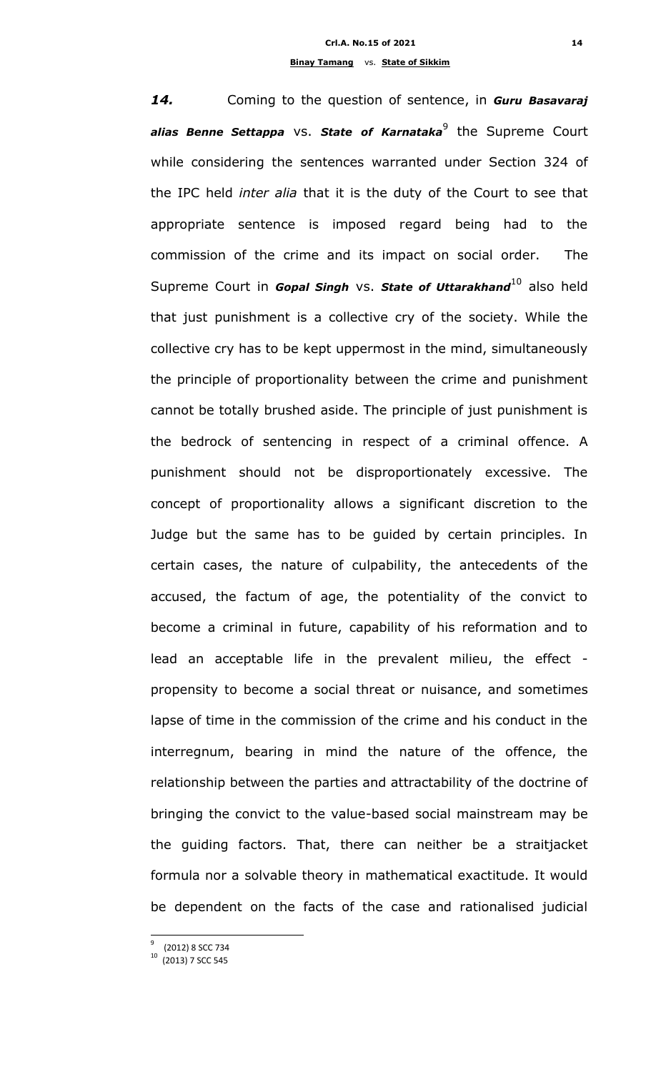***14.*** Coming to the question of sentence, in ***Guru Basavaraj alias Benne Settappa*** vs. ***State of Karnataka***[9] the Supreme Court while considering the sentences warranted under Section 324 of the IPC held *inter alia* that it is the duty of the Court to see that appropriate sentence is imposed regard being had to the commission of the crime and its impact on social order. The Supreme Court in ***Gopal Singh*** vs. ***State of Uttarakhand***[10] also held that just punishment is a collective cry of the society. While the collective cry has to be kept uppermost in the mind, simultaneously the principle of proportionality between the crime and punishment cannot be totally brushed aside. The principle of just punishment is the bedrock of sentencing in respect of a criminal offence. A punishment should not be disproportionately excessive. The concept of proportionality allows a significant discretion to the Judge but the same has to be guided by certain principles. In certain cases, the nature of culpability, the antecedents of the accused, the factum of age, the potentiality of the convict to become a criminal in future, capability of his reformation and to lead an acceptable life in the prevalent milieu, the effect - propensity to become a social threat or nuisance, and sometimes lapse of time in the commission of the crime and his conduct in the interregnum, bearing in mind the nature of the offence, the relationship between the parties and attractability of the doctrine of bringing the convict to the value-based social mainstream may be the guiding factors. That, there can neither be a straitjacket formula nor a solvable theory in mathematical exactitude. It would be dependent on the facts of the case and rationalised judicial

---

[9] (2012) 8 SCC 734

[10] (2013) 7 SCC 545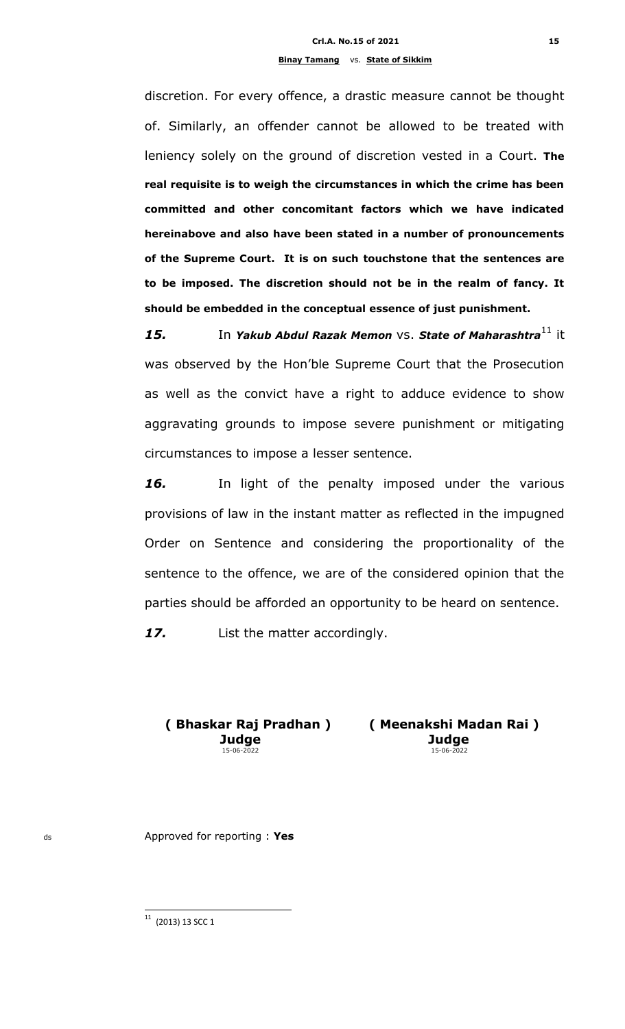discretion. For every offence, a drastic measure cannot be thought of. Similarly, an offender cannot be allowed to be treated with leniency solely on the ground of discretion vested in a Court. **The real requisite is to weigh the circumstances in which the crime has been committed and other concomitant factors which we have indicated hereinabove and also have been stated in a number of pronouncements of the Supreme Court. It is on such touchstone that the sentences are to be imposed. The discretion should not be in the realm of fancy. It should be embedded in the conceptual essence of just punishment.**

***15.*** In ***Yakub Abdul Razak Memon*** vs. ***State of Maharashtra***[11] it was observed by the Hon'ble Supreme Court that the Prosecution as well as the convict have a right to adduce evidence to show aggravating grounds to impose severe punishment or mitigating circumstances to impose a lesser sentence.

***16.*** In light of the penalty imposed under the various provisions of law in the instant matter as reflected in the impugned Order on Sentence and considering the proportionality of the sentence to the offence, we are of the considered opinion that the parties should be afforded an opportunity to be heard on sentence.

***17.*** List the matter accordingly.

| | |
|---|---|
| **( Bhaskar Raj Pradhan )** | **( Meenakshi Madan Rai )** |
| **Judge** | **Judge** |
| 15-06-2022 | 15-06-2022 |

ds

Approved for reporting : **Yes**

---

[11] (2013) 13 SCC 1